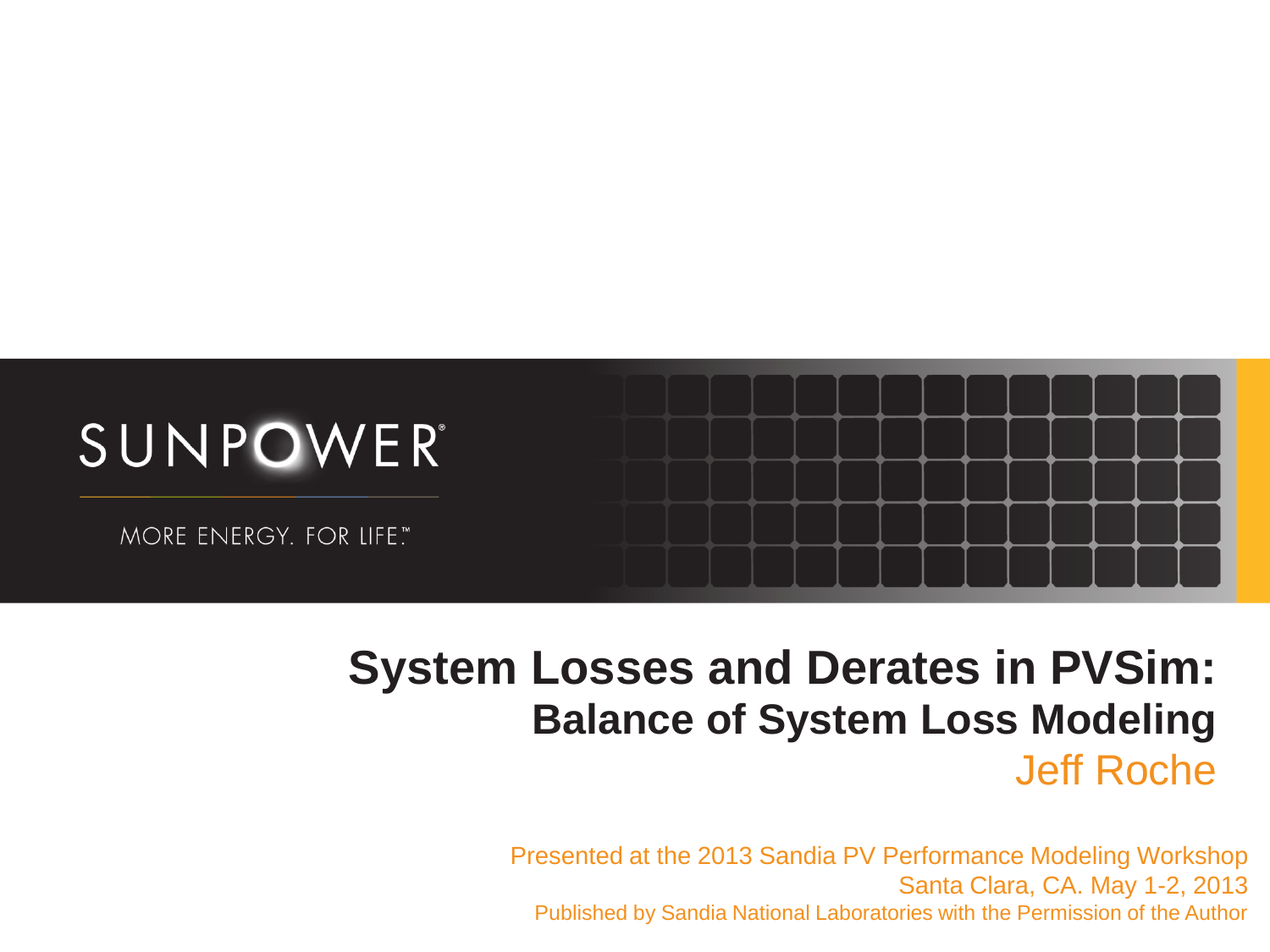SUNPOWER®

MORE ENERGY. FOR LIFE.™

# System Losses and Derates in PVSim:

## Balance of System Loss Modeling

Jeff Roche

Presented at the 2013 Sandia PV Performance Modeling Workshop
Santa Clara, CA. May 1-2, 2013
Published by Sandia National Laboratories with the Permission of the Author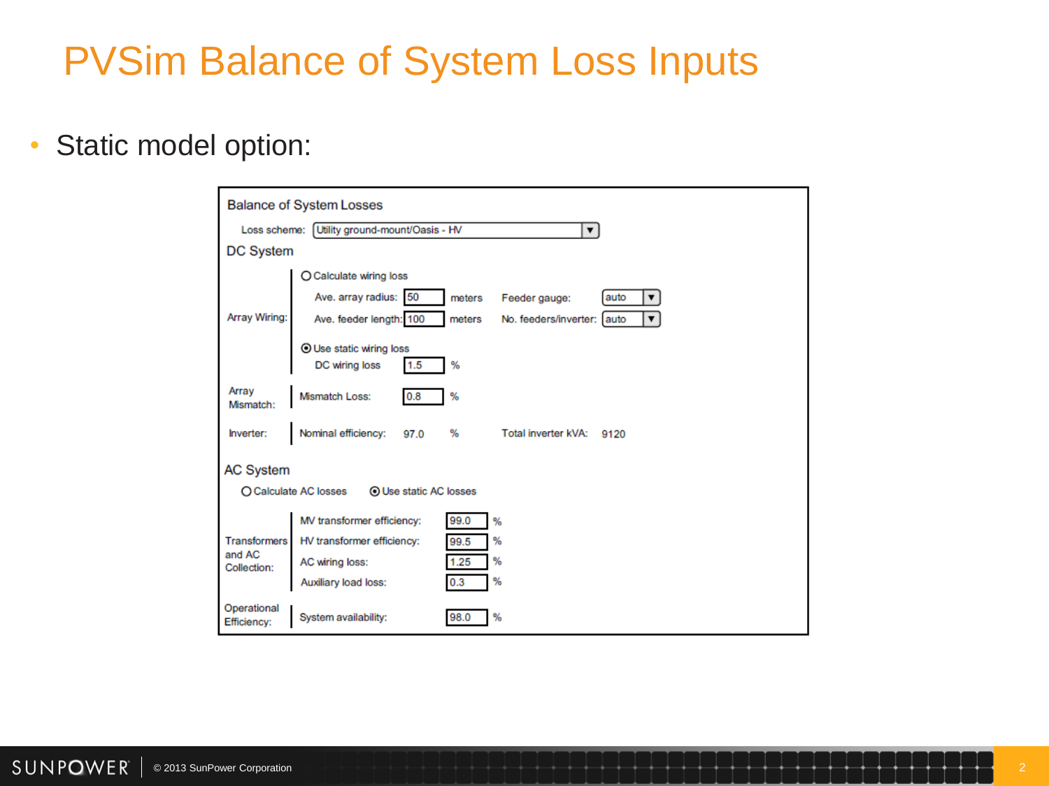# PVSim Balance of System Loss Inputs

- Static model option:

## Balance of System Losses

Loss scheme: Utility ground-mount/Oasis - HV

### DC System

**Array Wiring:**

- ○ Calculate wiring loss
  - Ave. array radius: 50 meters — Feeder gauge: auto
  - Ave. feeder length: 100 meters — No. feeders/inverter: auto
- ◉ Use static wiring loss
  - DC wiring loss 1.5 %

**Array Mismatch:** Mismatch Loss: 0.8 %

**Inverter:** Nominal efficiency: 97.0 % — Total inverter kVA: 9120

### AC System

○ Calculate AC losses ◉ Use static AC losses

**Transformers and AC Collection:**

- MV transformer efficiency: 99.0 %
- HV transformer efficiency: 99.5 %
- AC wiring loss: 1.25 %
- Auxiliary load loss: 0.3 %

**Operational Efficiency:** System availability: 98.0 %

© 2013 SunPower Corporation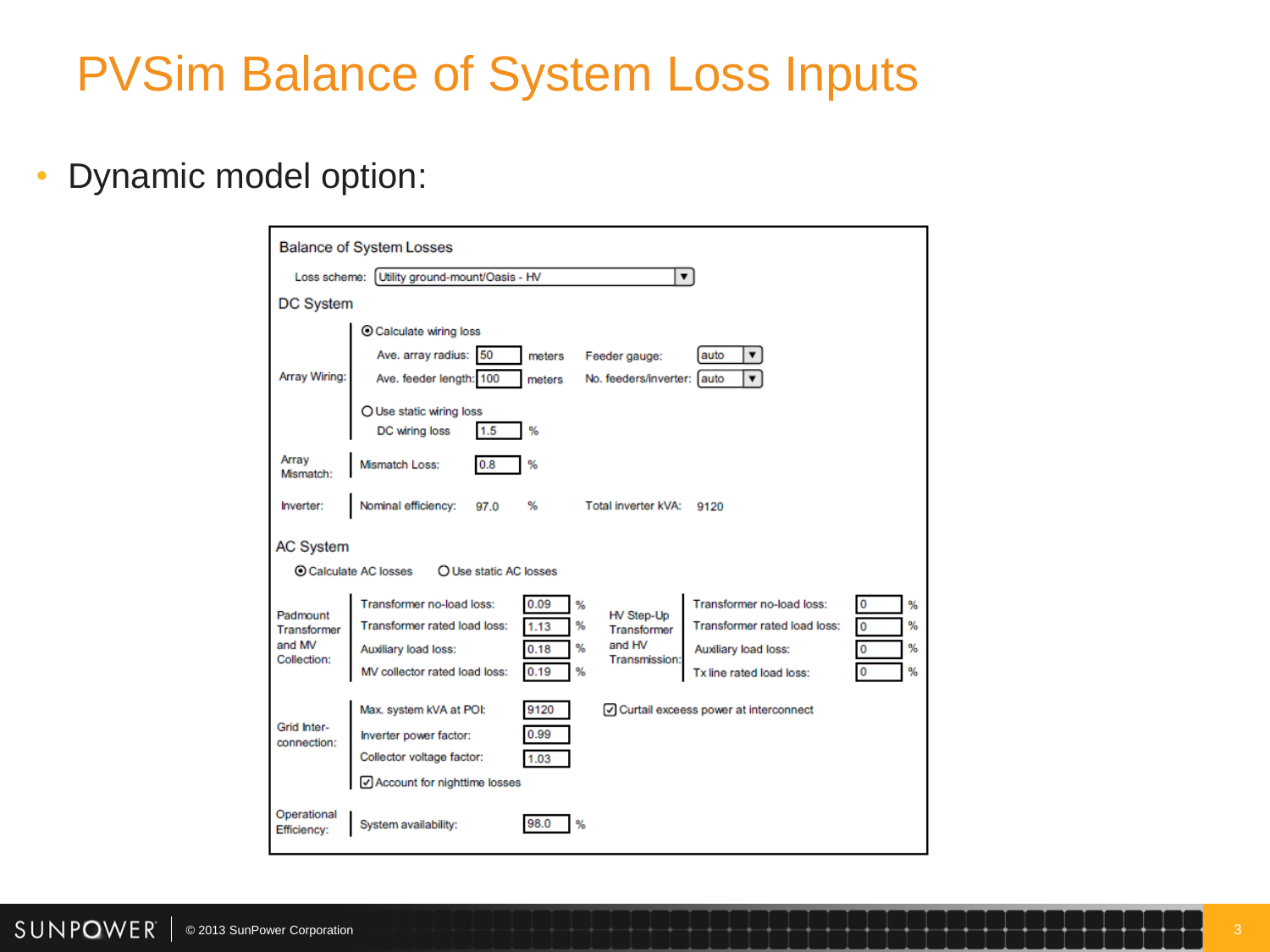# PVSim Balance of System Loss Inputs

- Dynamic model option:

## Balance of System Losses

Loss scheme: Utility ground-mount/Oasis - HV

### DC System

**Array Wiring:**

- (•) Calculate wiring loss
  - Ave. array radius: 50 meters
  - Ave. feeder length: 100 meters
  - Feeder gauge: auto
  - No. feeders/inverter: auto
- ( ) Use static wiring loss
  - DC wiring loss: 1.5 %

**Array Mismatch:** Mismatch Loss: 0.8 %

**Inverter:** Nominal efficiency: 97.0 % Total inverter kVA: 9120

### AC System

(•) Calculate AC losses ( ) Use static AC losses

**Padmount Transformer and MV Collection:**

| | | |
|---|---|---|
| Transformer no-load loss: | 0.09 | % |
| Transformer rated load loss: | 1.13 | % |
| Auxiliary load loss: | 0.18 | % |
| MV collector rated load loss: | 0.19 | % |

**HV Step-Up Transformer and HV Transmission:**

| | | |
|---|---|---|
| Transformer no-load loss: | 0 | % |
| Transformer rated load loss: | 0 | % |
| Auxiliary load loss: | 0 | % |
| Tx line rated load loss: | 0 | % |

**Grid Inter-connection:**

- Max. system kVA at POI: 9120
- [x] Curtail excess power at interconnect
- Inverter power factor: 0.99
- Collector voltage factor: 1.03
- [x] Account for nighttime losses

**Operational Efficiency:** System availability: 98.0 %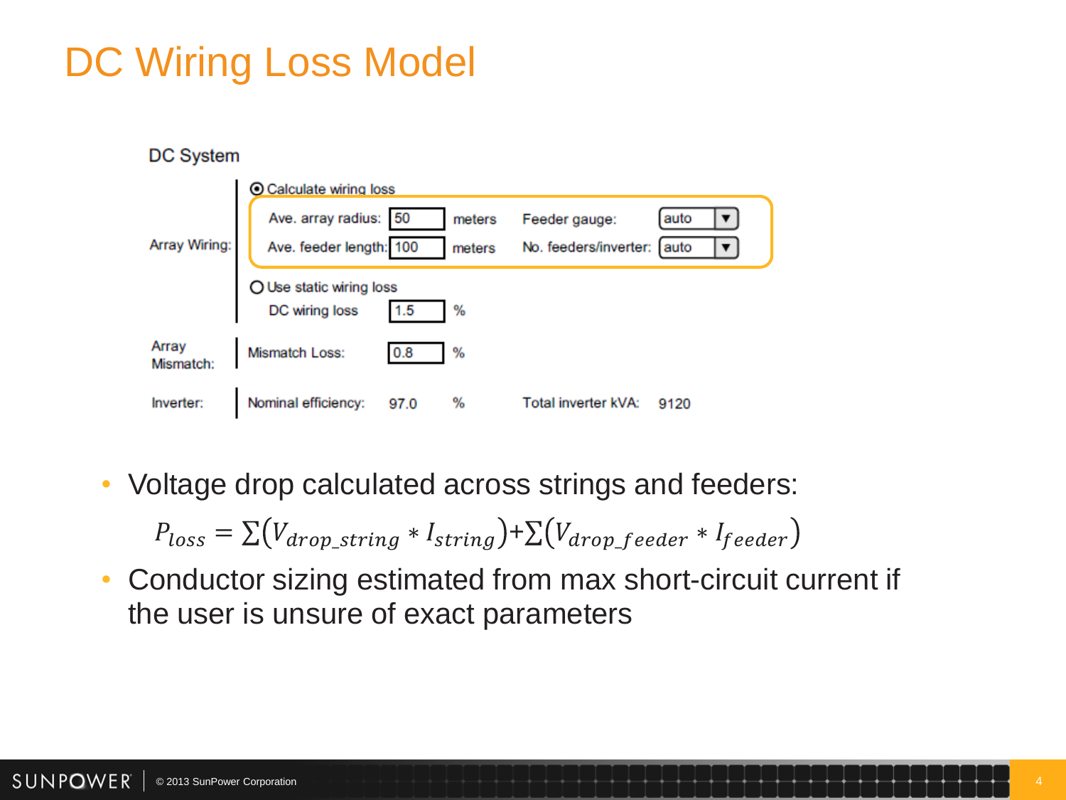# DC Wiring Loss Model

DC System

| | | | | | | |
|---|---|---|---|---|---|---|
| Array Wiring: | ⦿ Calculate wiring loss | | | | | |
| | Ave. array radius: | 50 | meters | Feeder gauge: | auto | |
| | Ave. feeder length: | 100 | meters | No. feeders/inverter: | auto | |
| | ○ Use static wiring loss | | | | | |
| | DC wiring loss | 1.5 | % | | | |
| Array Mismatch: | Mismatch Loss: | 0.8 | % | | | |
| Inverter: | Nominal efficiency: | 97.0 | % | Total inverter kVA: | 9120 | |

- Voltage drop calculated across strings and feeders:

$$P_{loss} = \sum(V_{drop\_string} * I_{string}) + \sum(V_{drop\_feeder} * I_{feeder})$$

- Conductor sizing estimated from max short-circuit current if the user is unsure of exact parameters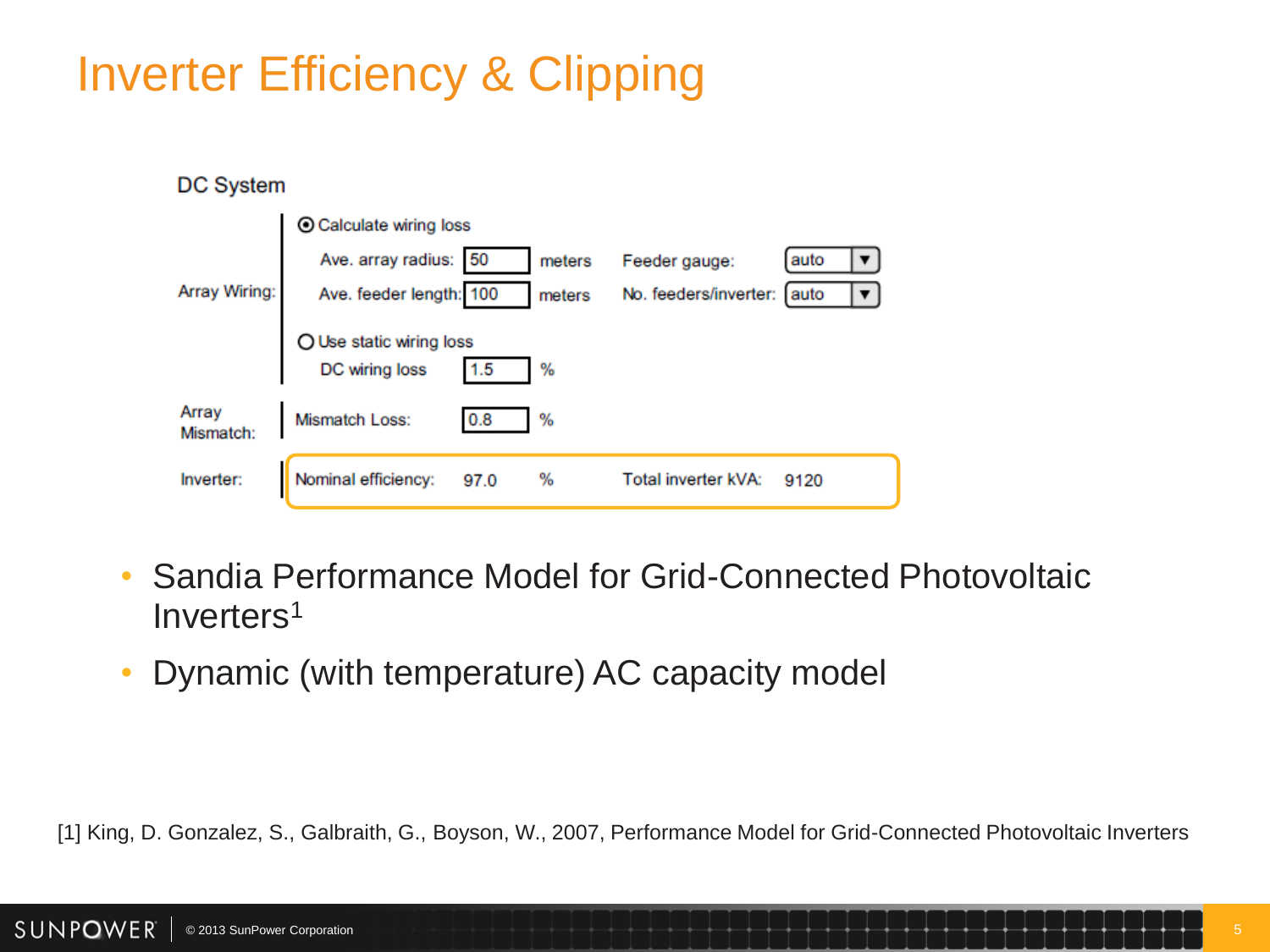# Inverter Efficiency & Clipping

DC System

Array Wiring:

- Calculate wiring loss (selected)
  - Ave. array radius: 50 meters
  - Ave. feeder length: 100 meters
  - Feeder gauge: auto
  - No. feeders/inverter: auto
- Use static wiring loss
  - DC wiring loss: 1.5 %

Array Mismatch: Mismatch Loss: 0.8 %

Inverter: Nominal efficiency: 97.0 % Total inverter kVA: 9120

- Sandia Performance Model for Grid-Connected Photovoltaic Inverters[1]
- Dynamic (with temperature) AC capacity model

[1] King, D. Gonzalez, S., Galbraith, G., Boyson, W., 2007, Performance Model for Grid-Connected Photovoltaic Inverters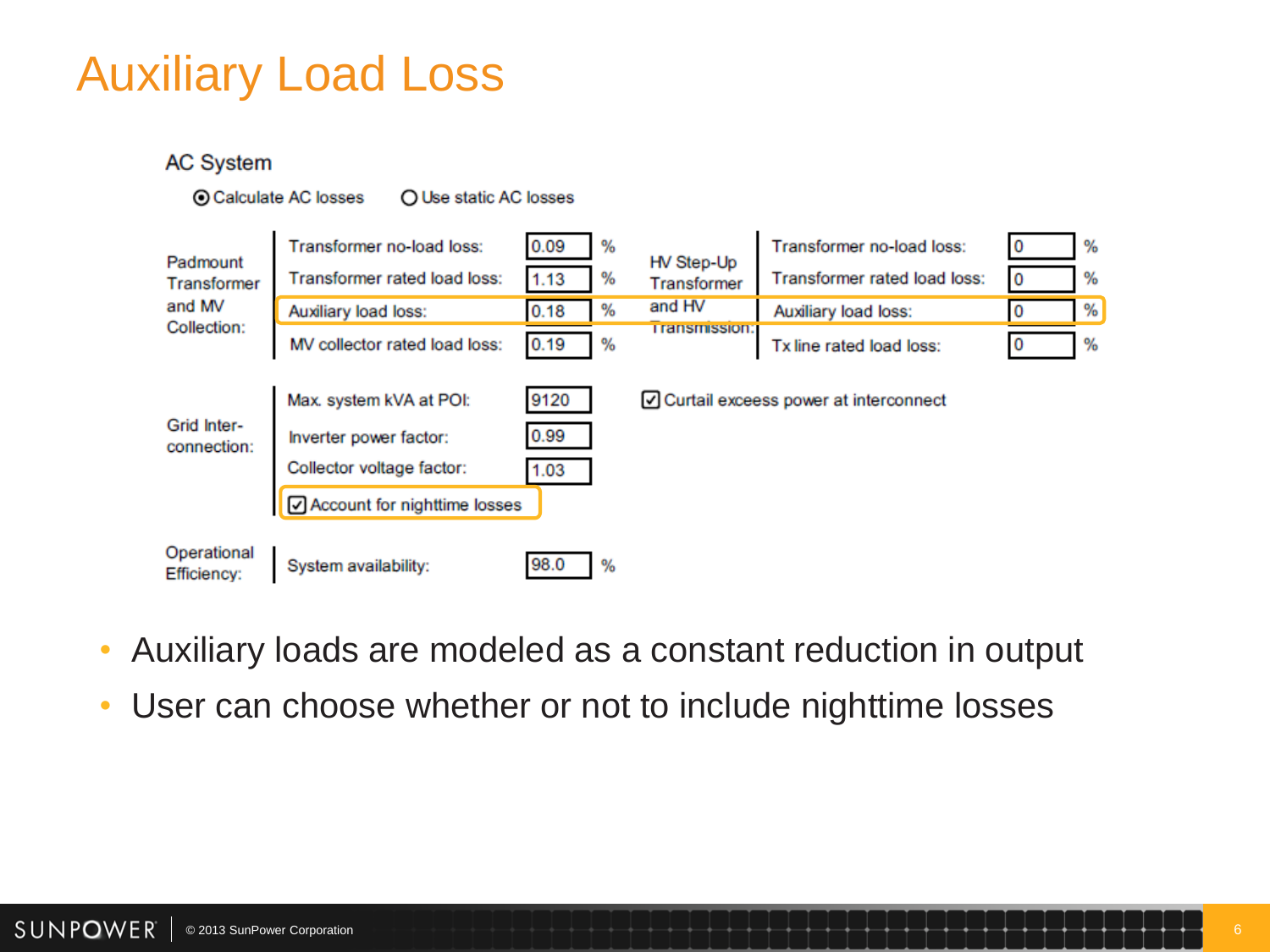# Auxiliary Load Loss

AC System

◉ Calculate AC losses ○ Use static AC losses

| | | | | | | | |
|---|---|---|---|---|---|---|---|
| Padmount Transformer and MV Collection: | Transformer no-load loss: | 0.09 | % | HV Step-Up Transformer and HV Transmission: | Transformer no-load loss: | 0 | % |
| | Transformer rated load loss: | 1.13 | % | | Transformer rated load loss: | 0 | % |
| | Auxiliary load loss: | 0.18 | % | | Auxiliary load loss: | 0 | % |
| | MV collector rated load loss: | 0.19 | % | | Tx line rated load loss: | 0 | % |

Grid Inter-connection:

- Max. system kVA at POI: 9120
- Inverter power factor: 0.99
- Collector voltage factor: 1.03
- ☑ Account for nighttime losses

☑ Curtail excess power at interconnect

Operational Efficiency: System availability: 98.0 %

- Auxiliary loads are modeled as a constant reduction in output
- User can choose whether or not to include nighttime losses

© 2013 SunPower Corporation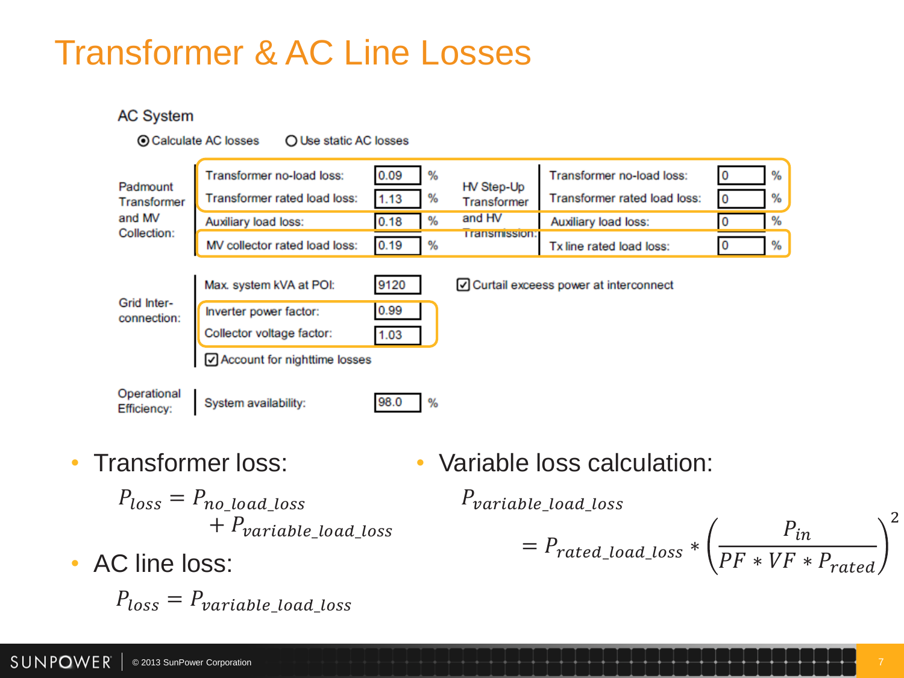# Transformer & AC Line Losses

AC System

◉ Calculate AC losses ○ Use static AC losses

| | | | | | | | |
|---|---|---|---|---|---|---|---|
| Padmount Transformer and MV Collection: | Transformer no-load loss: | 0.09 | % | HV Step-Up Transformer and HV Transmission: | Transformer no-load loss: | 0 | % |
| | Transformer rated load loss: | 1.13 | % | | Transformer rated load loss: | 0 | % |
| | Auxiliary load loss: | 0.18 | % | | Auxiliary load loss: | 0 | % |
| | MV collector rated load loss: | 0.19 | % | | Tx line rated load loss: | 0 | % |

| | | | |
|---|---|---|---|
| Grid Inter-connection: | Max. system kVA at POI: | 9120 | ☑ Curtail excess power at interconnect |
| | Inverter power factor: | 0.99 | |
| | Collector voltage factor: | 1.03 | |
| | ☑ Account for nighttime losses | | |
| Operational Efficiency: | System availability: | 98.0 % | |

- Transformer loss:

$$P_{loss} = P_{no\_load\_loss} + P_{variable\_load\_loss}$$

- AC line loss:

$$P_{loss} = P_{variable\_load\_loss}$$

- Variable loss calculation:

$$P_{variable\_load\_loss} = P_{rated\_load\_loss} * \left(\frac{P_{in}}{PF * VF * P_{rated}}\right)^2$$

© 2013 SunPower Corporation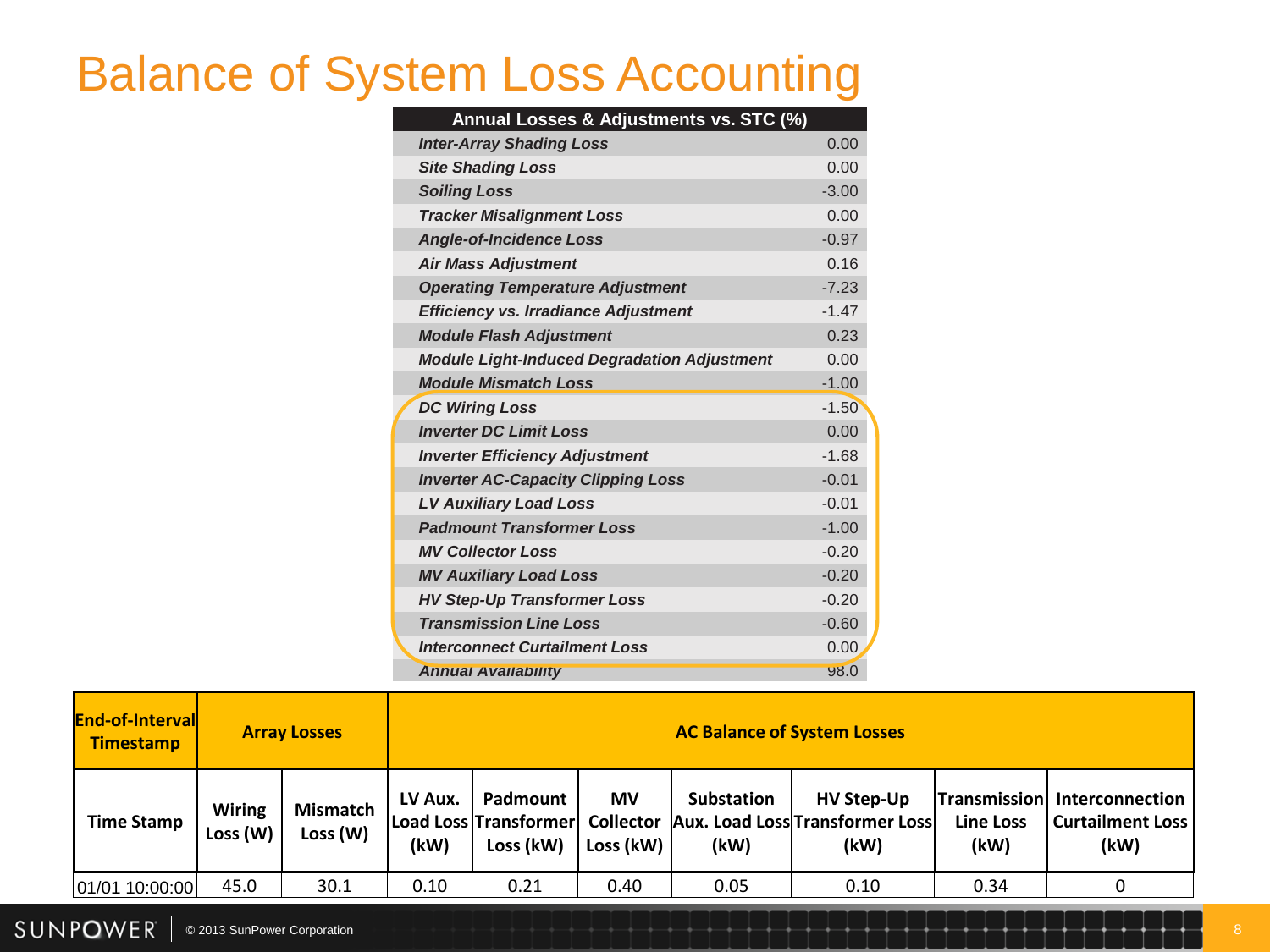# Balance of System Loss Accounting

| Annual Losses & Adjustments vs. STC (%) | |
|---|---|
| ***Inter-Array Shading Loss*** | 0.00 |
| ***Site Shading Loss*** | 0.00 |
| ***Soiling Loss*** | -3.00 |
| ***Tracker Misalignment Loss*** | 0.00 |
| ***Angle-of-Incidence Loss*** | -0.97 |
| ***Air Mass Adjustment*** | 0.16 |
| ***Operating Temperature Adjustment*** | -7.23 |
| ***Efficiency vs. Irradiance Adjustment*** | -1.47 |
| ***Module Flash Adjustment*** | 0.23 |
| ***Module Light-Induced Degradation Adjustment*** | 0.00 |
| ***Module Mismatch Loss*** | -1.00 |
| ***DC Wiring Loss*** | -1.50 |
| ***Inverter DC Limit Loss*** | 0.00 |
| ***Inverter Efficiency Adjustment*** | -1.68 |
| ***Inverter AC-Capacity Clipping Loss*** | -0.01 |
| ***LV Auxiliary Load Loss*** | -0.01 |
| ***Padmount Transformer Loss*** | -1.00 |
| ***MV Collector Loss*** | -0.20 |
| ***MV Auxiliary Load Loss*** | -0.20 |
| ***HV Step-Up Transformer Loss*** | -0.20 |
| ***Transmission Line Loss*** | -0.60 |
| ***Interconnect Curtailment Loss*** | 0.00 |
| ***Annual Availability*** | 98.0 |

| End-of-Interval Timestamp | Array Losses | | AC Balance of System Losses | | | | | | |
|---|---|---|---|---|---|---|---|---|---|
| Time Stamp | Wiring Loss (W) | Mismatch Loss (W) | LV Aux. Load Loss (kW) | Padmount Transformer Loss (kW) | MV Collector Loss (kW) | Substation Aux. Load Loss (kW) | HV Step-Up Transformer Loss (kW) | Transmission Line Loss (kW) | Interconnection Curtailment Loss (kW) |
| 01/01 10:00:00 | 45.0 | 30.1 | 0.10 | 0.21 | 0.40 | 0.05 | 0.10 | 0.34 | 0 |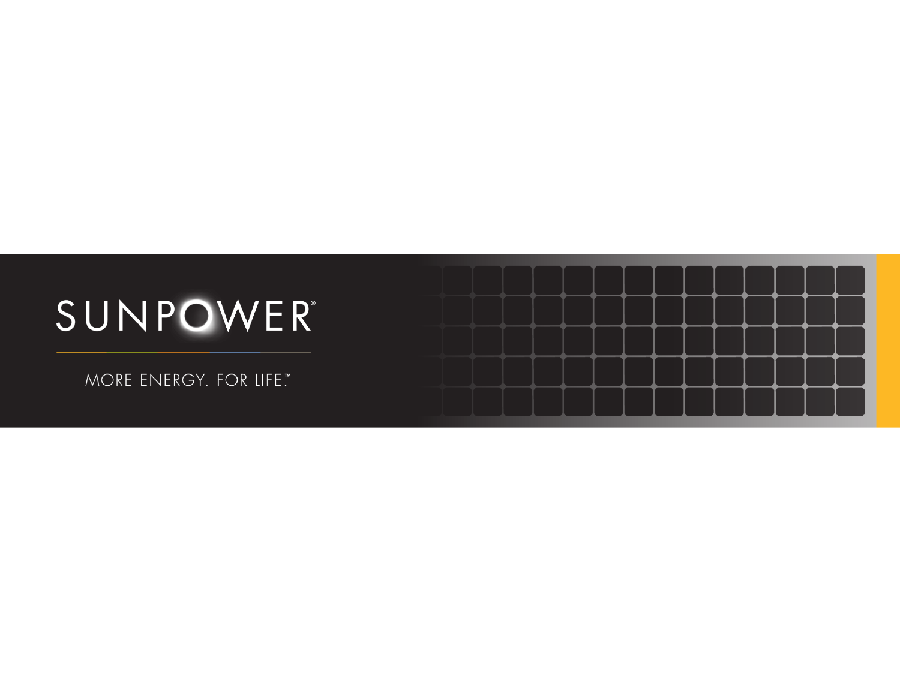SUNPOWER®

MORE ENERGY. FOR LIFE.™